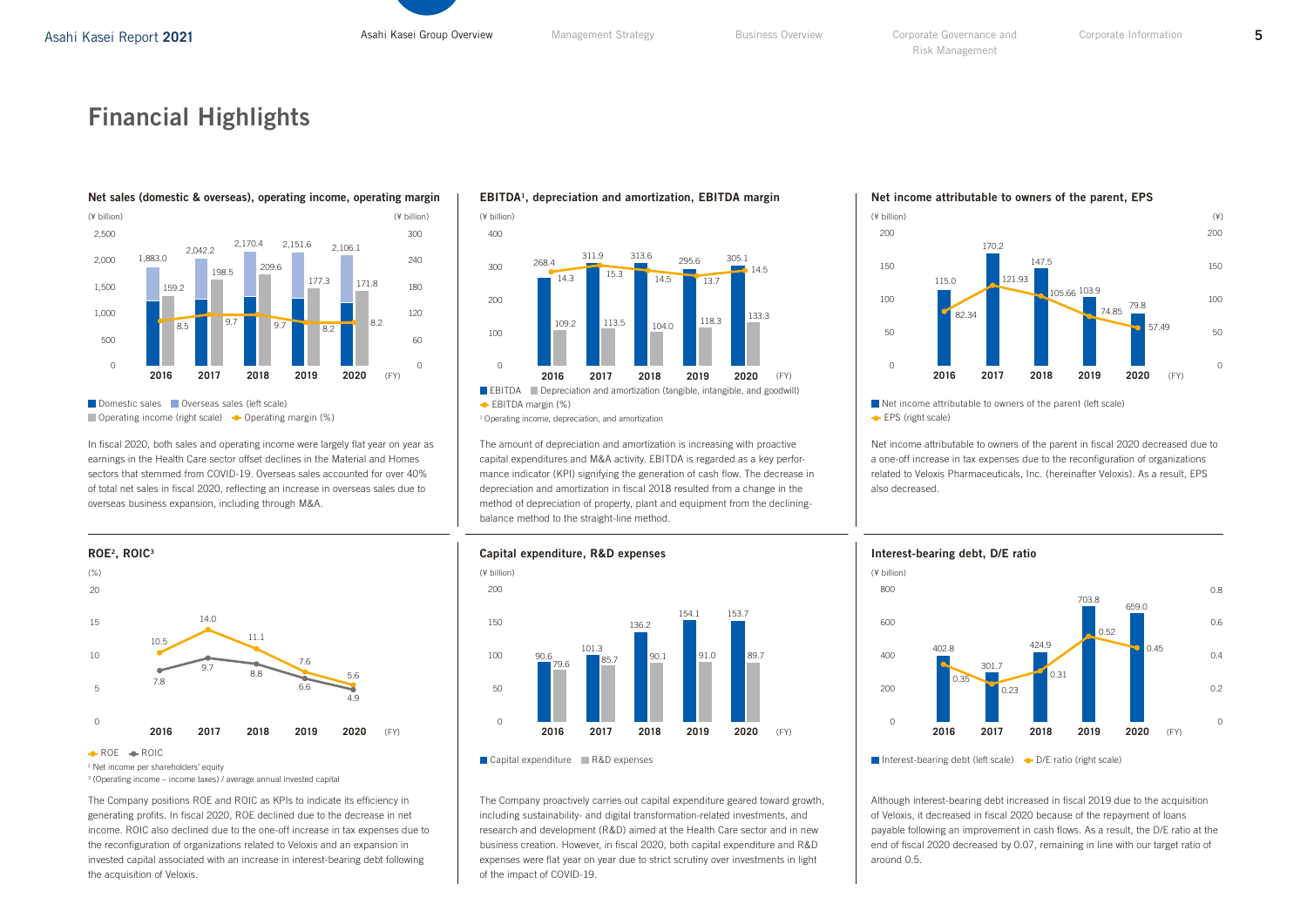# Financial Highlights

### Net sales (domestic & overseas), operating income, operating margin

(¥ billion)

| FY | 2016 | 2017 | 2018 | 2019 | 2020 |
|---|---|---|---|---|---|
| Net sales | 1,883.0 | 2,042.2 | 2,170.4 | 2,151.6 | 2,106.1 |
| Operating income (right scale) | 159.2 | 198.5 | 209.6 | 177.3 | 171.8 |
| Operating margin (%) | 8.5 | 9.7 | 9.7 | 8.2 | 8.2 |

Domestic sales / Overseas sales (left scale) / Operating income (right scale) / Operating margin (%)

In fiscal 2020, both sales and operating income were largely flat year on year as earnings in the Health Care sector offset declines in the Material and Homes sectors that stemmed from COVID-19. Overseas sales accounted for over 40% of total net sales in fiscal 2020, reflecting an increase in overseas sales due to overseas business expansion, including through M&A.

### EBITDA[1], depreciation and amortization, EBITDA margin

(¥ billion)

| FY | 2016 | 2017 | 2018 | 2019 | 2020 |
|---|---|---|---|---|---|
| EBITDA | 268.4 | 311.9 | 313.6 | 295.6 | 305.1 |
| Depreciation and amortization (tangible, intangible, and goodwill) | 109.2 | 113.5 | 104.0 | 118.3 | 133.3 |
| EBITDA margin (%) | 14.3 | 15.3 | 14.5 | 13.7 | 14.5 |

[1] Operating income, depreciation, and amortization

The amount of depreciation and amortization is increasing with proactive capital expenditures and M&A activity. EBITDA is regarded as a key performance indicator (KPI) signifying the generation of cash flow. The decrease in depreciation and amortization in fiscal 2018 resulted from a change in the method of depreciation of property, plant and equipment from the declining-balance method to the straight-line method.

### Net income attributable to owners of the parent, EPS

| FY | 2016 | 2017 | 2018 | 2019 | 2020 |
|---|---|---|---|---|---|
| Net income attributable to owners of the parent (¥ billion, left scale) | 115.0 | 170.2 | 147.5 | 103.9 | 79.8 |
| EPS (¥, right scale) | 82.34 | 121.93 | 105.66 | 74.85 | 57.49 |

Net income attributable to owners of the parent in fiscal 2020 decreased due to a one-off increase in tax expenses due to the reconfiguration of organizations related to Veloxis Pharmaceuticals, Inc. (hereinafter Veloxis). As a result, EPS also decreased.

### ROE[2], ROIC[3]

(%)

| FY | 2016 | 2017 | 2018 | 2019 | 2020 |
|---|---|---|---|---|---|
| ROE | 10.5 | 14.0 | 11.1 | 7.6 | 5.6 |
| ROIC | 7.8 | 9.7 | 8.8 | 6.6 | 4.9 |

[2] Net income per shareholders' equity

[3] (Operating income – income taxes) / average annual invested capital

The Company positions ROE and ROIC as KPIs to indicate its efficiency in generating profits. In fiscal 2020, ROE declined due to the decrease in net income. ROIC also declined due to the one-off increase in tax expenses due to the reconfiguration of organizations related to Veloxis and an expansion in invested capital associated with an increase in interest-bearing debt following the acquisition of Veloxis.

### Capital expenditure, R&D expenses

(¥ billion)

| FY | 2016 | 2017 | 2018 | 2019 | 2020 |
|---|---|---|---|---|---|
| Capital expenditure | 90.6 | 101.3 | 136.2 | 154.1 | 153.7 |
| R&D expenses | 79.6 | 85.7 | 90.1 | 91.0 | 89.7 |

The Company proactively carries out capital expenditure geared toward growth, including sustainability- and digital transformation-related investments, and research and development (R&D) aimed at the Health Care sector and in new business creation. However, in fiscal 2020, both capital expenditure and R&D expenses were flat year on year due to strict scrutiny over investments in light of the impact of COVID-19.

### Interest-bearing debt, D/E ratio

| FY | 2016 | 2017 | 2018 | 2019 | 2020 |
|---|---|---|---|---|---|
| Interest-bearing debt (¥ billion, left scale) | 402.8 | 301.7 | 424.9 | 703.8 | 659.0 |
| D/E ratio (right scale) | 0.35 | 0.23 | 0.31 | 0.52 | 0.45 |

Although interest-bearing debt increased in fiscal 2019 due to the acquisition of Veloxis, it decreased in fiscal 2020 because of the repayment of loans payable following an improvement in cash flows. As a result, the D/E ratio at the end of fiscal 2020 decreased by 0.07, remaining in line with our target ratio of around 0.5.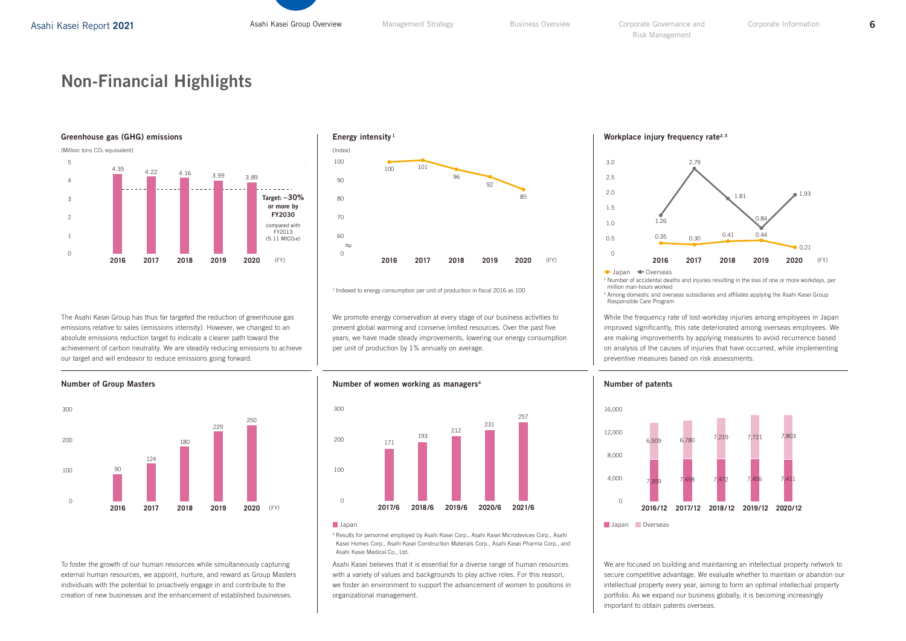# Non-Financial Highlights

### Greenhouse gas (GHG) emissions

(Million tons $CO_2$ equivalent)

5
4
3
2
1
0

4.35 4.22 4.16 3.99 3.89

2016 2017 2018 2019 2020 (FY)

**Target: −30% or more by FY2030**
compared with FY2013 (5.11 $MtCO_2e$)

The Asahi Kasei Group has thus far targeted the reduction of greenhouse gas emissions relative to sales (emissions intensity). However, we changed to an absolute emissions reduction target to indicate a clearer path toward the achievement of carbon neutrality. We are steadily reducing emissions to achieve our target and will endeavor to reduce emissions going forward.

### Energy intensity[1]

(Index)

100
90
80
70
60
0

100 101 96 92 85

2016 2017 2018 2019 2020 (FY)

[1] Indexed to energy consumption per unit of production in fiscal 2016 as 100

We promote energy conservation at every stage of our business activities to prevent global warming and conserve limited resources. Over the past five years, we have made steady improvements, lowering our energy consumption per unit of production by 1% annually on average.

### Workplace injury frequency rate[2,3]

3.0
2.5
2.0
1.5
1.0
0.5
0

Japan: 0.35 0.30 0.41 0.44 0.21
Overseas: 1.26 2.79 1.81 0.84 1.93

2016 2017 2018 2019 2020 (FY)

Japan Overseas

[2] Number of accidental deaths and injuries resulting in the loss of one or more workdays, per million man-hours worked

[3] Among domestic and overseas subsidiaries and affiliates applying the Asahi Kasei Group Responsible Care Program

While the frequency rate of lost-workday injuries among employees in Japan improved significantly, this rate deteriorated among overseas employees. We are making improvements by applying measures to avoid recurrence based on analysis of the causes of injuries that have occurred, while implementing preventive measures based on risk assessments.

### Number of Group Masters

300
200
100
0

90 124 180 229 250

2016 2017 2018 2019 2020 (FY)

To foster the growth of our human resources while simultaneously capturing external human resources, we appoint, nurture, and reward as Group Masters individuals with the potential to proactively engage in and contribute to the creation of new businesses and the enhancement of established businesses.

### Number of women working as managers[4]

300
200
100
0

171 193 212 231 257

2017/6 2018/6 2019/6 2020/6 2021/6

Japan

[4] Results for personnel employed by Asahi Kasei Corp., Asahi Kasei Microdevices Corp., Asahi Kasei Homes Corp., Asahi Kasei Construction Materials Corp., Asahi Kasei Pharma Corp., and Asahi Kasei Medical Co., Ltd.

Asahi Kasei believes that it is essential for a diverse range of human resources with a variety of values and backgrounds to play active roles. For this reason, we foster an environment to support the advancement of women to positions in organizational management.

### Number of patents

16,000
12,000
8,000
4,000
0

Overseas: 6,509 6,780 7,219 7,721 7,803
Japan: 7,359 7,458 7,472 7,456 7,411

2016/12 2017/12 2018/12 2019/12 2020/12

Japan Overseas

We are focused on building and maintaining an intellectual property network to secure competitive advantage. We evaluate whether to maintain or abandon our intellectual property every year, aiming to form an optimal intellectual property portfolio. As we expand our business globally, it is becoming increasingly important to obtain patents overseas.